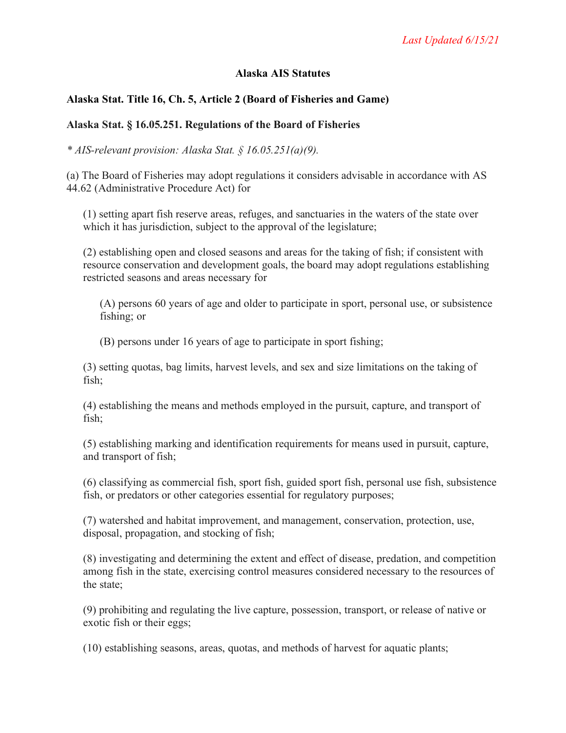*Last Updated 6/15/21*

# Alaska AIS Statutes

## Alaska Stat. Title 16, Ch. 5, Article 2 (Board of Fisheries and Game)

### Alaska Stat. § 16.05.251. Regulations of the Board of Fisheries

*\* AIS-relevant provision: Alaska Stat. § 16.05.251(a)(9).*

(a) The Board of Fisheries may adopt regulations it considers advisable in accordance with AS 44.62 (Administrative Procedure Act) for

> (1) setting apart fish reserve areas, refuges, and sanctuaries in the waters of the state over which it has jurisdiction, subject to the approval of the legislature;
>
> (2) establishing open and closed seasons and areas for the taking of fish; if consistent with resource conservation and development goals, the board may adopt regulations establishing restricted seasons and areas necessary for
>
> > (A) persons 60 years of age and older to participate in sport, personal use, or subsistence fishing; or
> >
> > (B) persons under 16 years of age to participate in sport fishing;
>
> (3) setting quotas, bag limits, harvest levels, and sex and size limitations on the taking of fish;
>
> (4) establishing the means and methods employed in the pursuit, capture, and transport of fish;
>
> (5) establishing marking and identification requirements for means used in pursuit, capture, and transport of fish;
>
> (6) classifying as commercial fish, sport fish, guided sport fish, personal use fish, subsistence fish, or predators or other categories essential for regulatory purposes;
>
> (7) watershed and habitat improvement, and management, conservation, protection, use, disposal, propagation, and stocking of fish;
>
> (8) investigating and determining the extent and effect of disease, predation, and competition among fish in the state, exercising control measures considered necessary to the resources of the state;
>
> (9) prohibiting and regulating the live capture, possession, transport, or release of native or exotic fish or their eggs;
>
> (10) establishing seasons, areas, quotas, and methods of harvest for aquatic plants;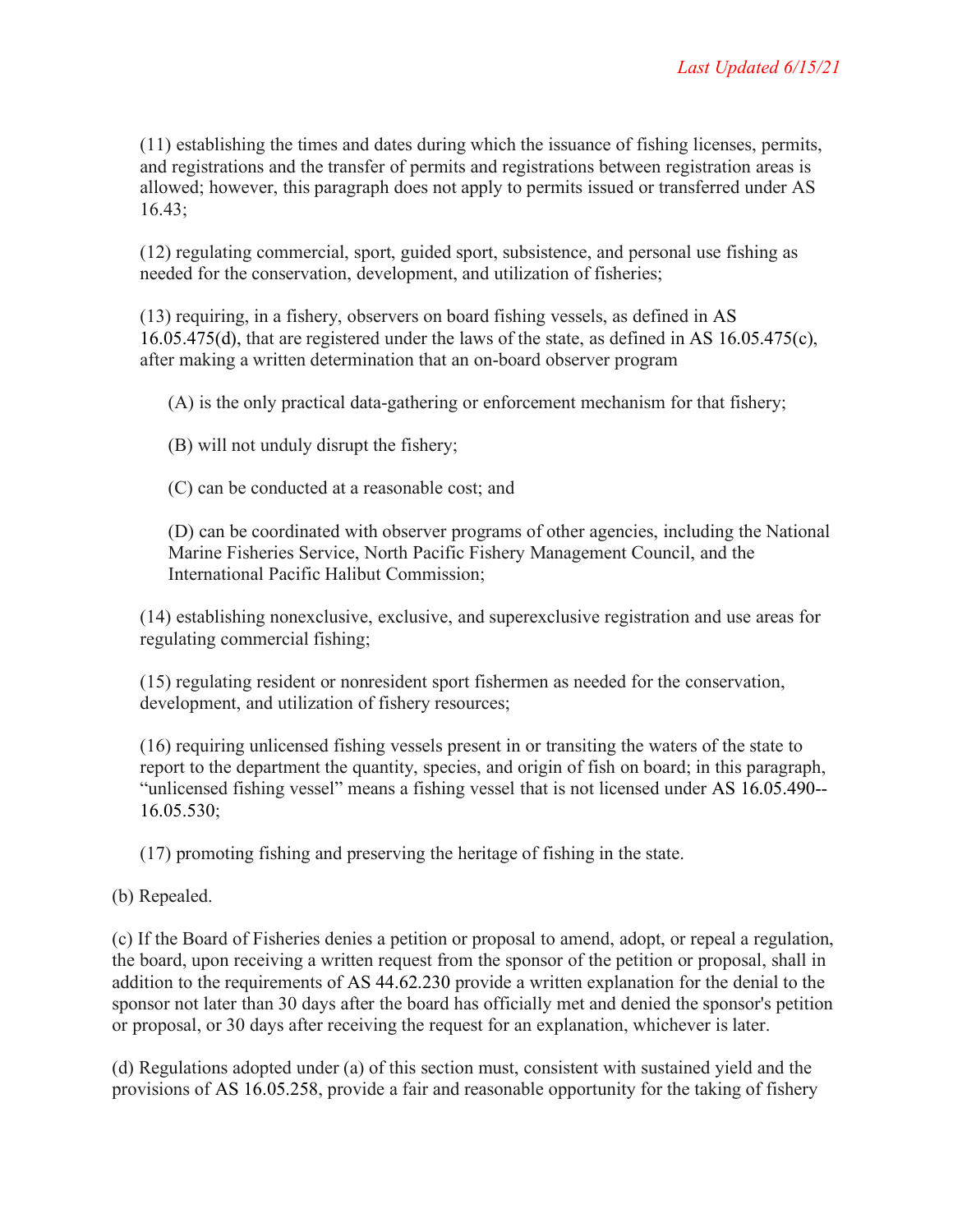(11) establishing the times and dates during which the issuance of fishing licenses, permits, and registrations and the transfer of permits and registrations between registration areas is allowed; however, this paragraph does not apply to permits issued or transferred under AS 16.43;

(12) regulating commercial, sport, guided sport, subsistence, and personal use fishing as needed for the conservation, development, and utilization of fisheries;

(13) requiring, in a fishery, observers on board fishing vessels, as defined in AS 16.05.475(d), that are registered under the laws of the state, as defined in AS 16.05.475(c), after making a written determination that an on-board observer program

(A) is the only practical data-gathering or enforcement mechanism for that fishery;

(B) will not unduly disrupt the fishery;

(C) can be conducted at a reasonable cost; and

(D) can be coordinated with observer programs of other agencies, including the National Marine Fisheries Service, North Pacific Fishery Management Council, and the International Pacific Halibut Commission;

(14) establishing nonexclusive, exclusive, and superexclusive registration and use areas for regulating commercial fishing;

(15) regulating resident or nonresident sport fishermen as needed for the conservation, development, and utilization of fishery resources;

(16) requiring unlicensed fishing vessels present in or transiting the waters of the state to report to the department the quantity, species, and origin of fish on board; in this paragraph, "unlicensed fishing vessel" means a fishing vessel that is not licensed under AS 16.05.490--16.05.530;

(17) promoting fishing and preserving the heritage of fishing in the state.

(b) Repealed.

(c) If the Board of Fisheries denies a petition or proposal to amend, adopt, or repeal a regulation, the board, upon receiving a written request from the sponsor of the petition or proposal, shall in addition to the requirements of AS 44.62.230 provide a written explanation for the denial to the sponsor not later than 30 days after the board has officially met and denied the sponsor's petition or proposal, or 30 days after receiving the request for an explanation, whichever is later.

(d) Regulations adopted under (a) of this section must, consistent with sustained yield and the provisions of AS 16.05.258, provide a fair and reasonable opportunity for the taking of fishery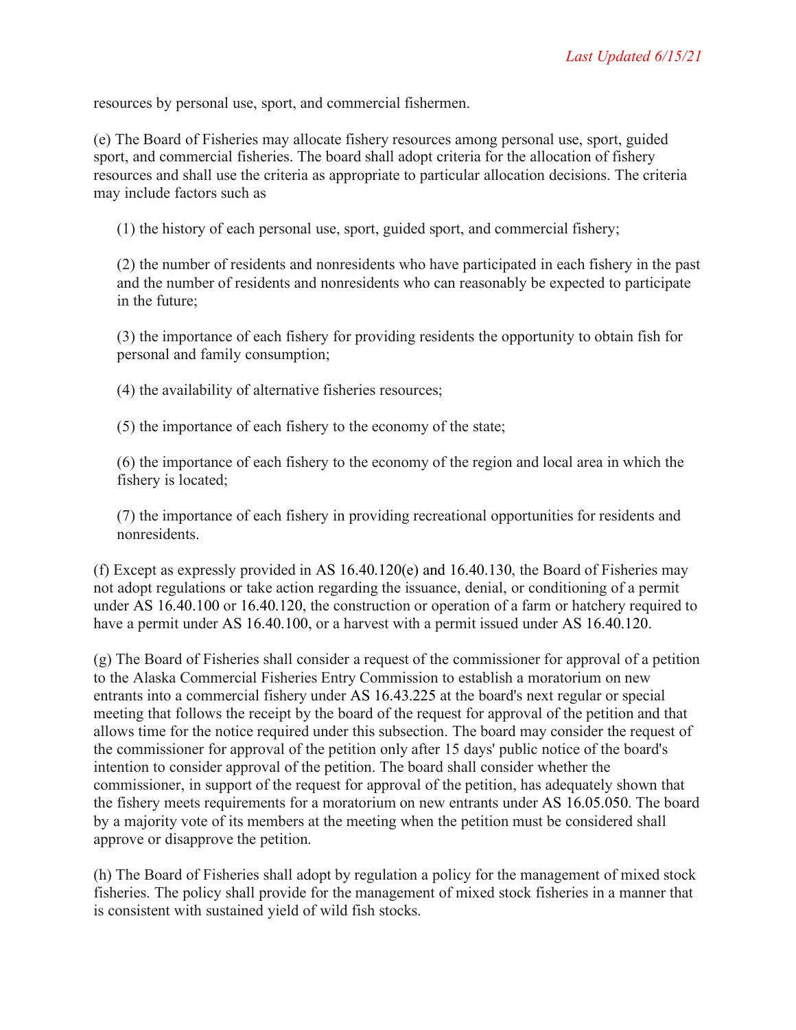resources by personal use, sport, and commercial fishermen.

(e) The Board of Fisheries may allocate fishery resources among personal use, sport, guided sport, and commercial fisheries. The board shall adopt criteria for the allocation of fishery resources and shall use the criteria as appropriate to particular allocation decisions. The criteria may include factors such as

(1) the history of each personal use, sport, guided sport, and commercial fishery;

(2) the number of residents and nonresidents who have participated in each fishery in the past and the number of residents and nonresidents who can reasonably be expected to participate in the future;

(3) the importance of each fishery for providing residents the opportunity to obtain fish for personal and family consumption;

(4) the availability of alternative fisheries resources;

(5) the importance of each fishery to the economy of the state;

(6) the importance of each fishery to the economy of the region and local area in which the fishery is located;

(7) the importance of each fishery in providing recreational opportunities for residents and nonresidents.

(f) Except as expressly provided in AS 16.40.120(e) and 16.40.130, the Board of Fisheries may not adopt regulations or take action regarding the issuance, denial, or conditioning of a permit under AS 16.40.100 or 16.40.120, the construction or operation of a farm or hatchery required to have a permit under AS 16.40.100, or a harvest with a permit issued under AS 16.40.120.

(g) The Board of Fisheries shall consider a request of the commissioner for approval of a petition to the Alaska Commercial Fisheries Entry Commission to establish a moratorium on new entrants into a commercial fishery under AS 16.43.225 at the board's next regular or special meeting that follows the receipt by the board of the request for approval of the petition and that allows time for the notice required under this subsection. The board may consider the request of the commissioner for approval of the petition only after 15 days' public notice of the board's intention to consider approval of the petition. The board shall consider whether the commissioner, in support of the request for approval of the petition, has adequately shown that the fishery meets requirements for a moratorium on new entrants under AS 16.05.050. The board by a majority vote of its members at the meeting when the petition must be considered shall approve or disapprove the petition.

(h) The Board of Fisheries shall adopt by regulation a policy for the management of mixed stock fisheries. The policy shall provide for the management of mixed stock fisheries in a manner that is consistent with sustained yield of wild fish stocks.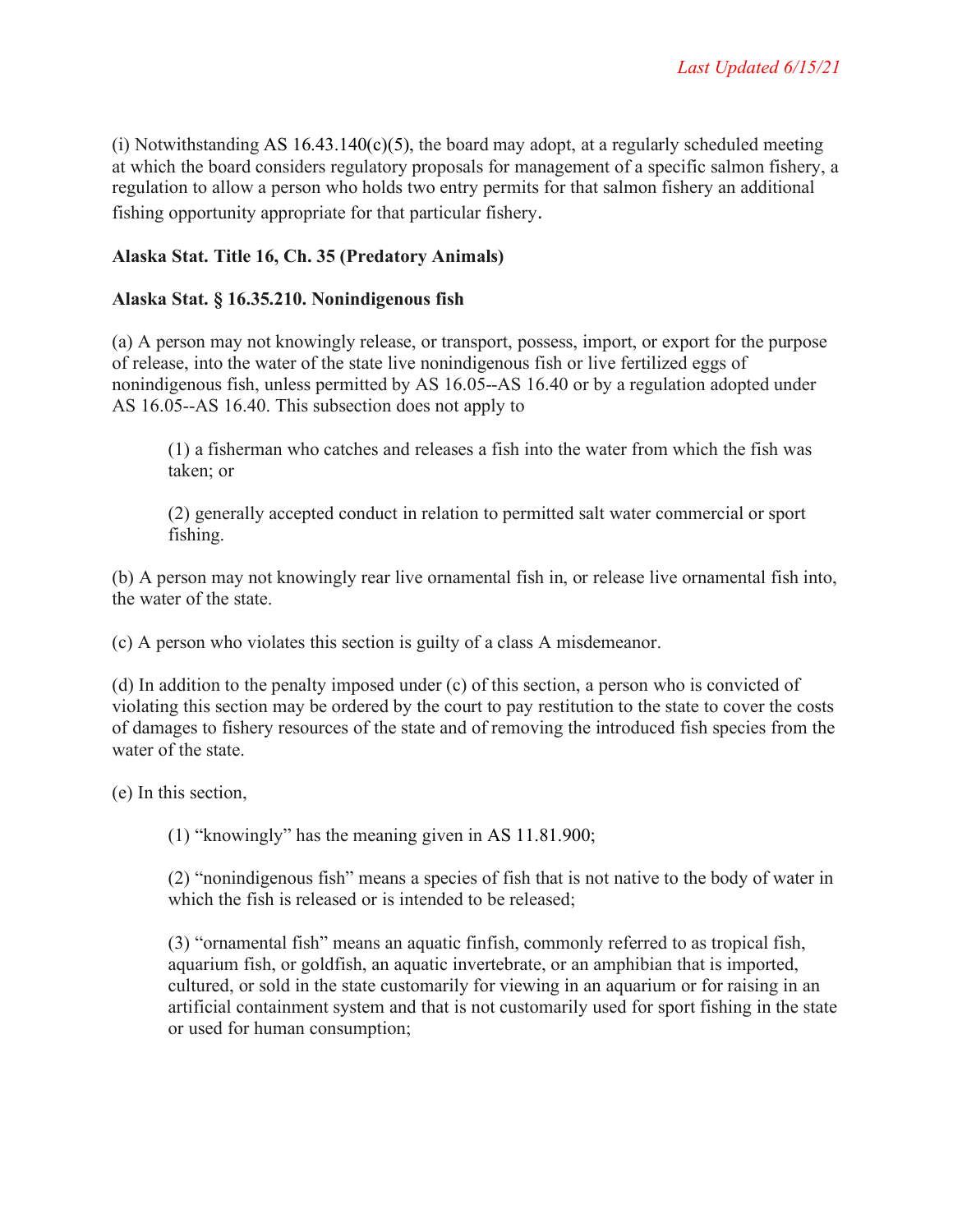(i) Notwithstanding AS 16.43.140(c)(5), the board may adopt, at a regularly scheduled meeting at which the board considers regulatory proposals for management of a specific salmon fishery, a regulation to allow a person who holds two entry permits for that salmon fishery an additional fishing opportunity appropriate for that particular fishery.

**Alaska Stat. Title 16, Ch. 35 (Predatory Animals)**

**Alaska Stat. § 16.35.210. Nonindigenous fish**

(a) A person may not knowingly release, or transport, possess, import, or export for the purpose of release, into the water of the state live nonindigenous fish or live fertilized eggs of nonindigenous fish, unless permitted by AS 16.05--AS 16.40 or by a regulation adopted under AS 16.05--AS 16.40. This subsection does not apply to

> (1) a fisherman who catches and releases a fish into the water from which the fish was taken; or
>
> (2) generally accepted conduct in relation to permitted salt water commercial or sport fishing.

(b) A person may not knowingly rear live ornamental fish in, or release live ornamental fish into, the water of the state.

(c) A person who violates this section is guilty of a class A misdemeanor.

(d) In addition to the penalty imposed under (c) of this section, a person who is convicted of violating this section may be ordered by the court to pay restitution to the state to cover the costs of damages to fishery resources of the state and of removing the introduced fish species from the water of the state.

(e) In this section,

> (1) “knowingly” has the meaning given in AS 11.81.900;
>
> (2) “nonindigenous fish” means a species of fish that is not native to the body of water in which the fish is released or is intended to be released;
>
> (3) “ornamental fish” means an aquatic finfish, commonly referred to as tropical fish, aquarium fish, or goldfish, an aquatic invertebrate, or an amphibian that is imported, cultured, or sold in the state customarily for viewing in an aquarium or for raising in an artificial containment system and that is not customarily used for sport fishing in the state or used for human consumption;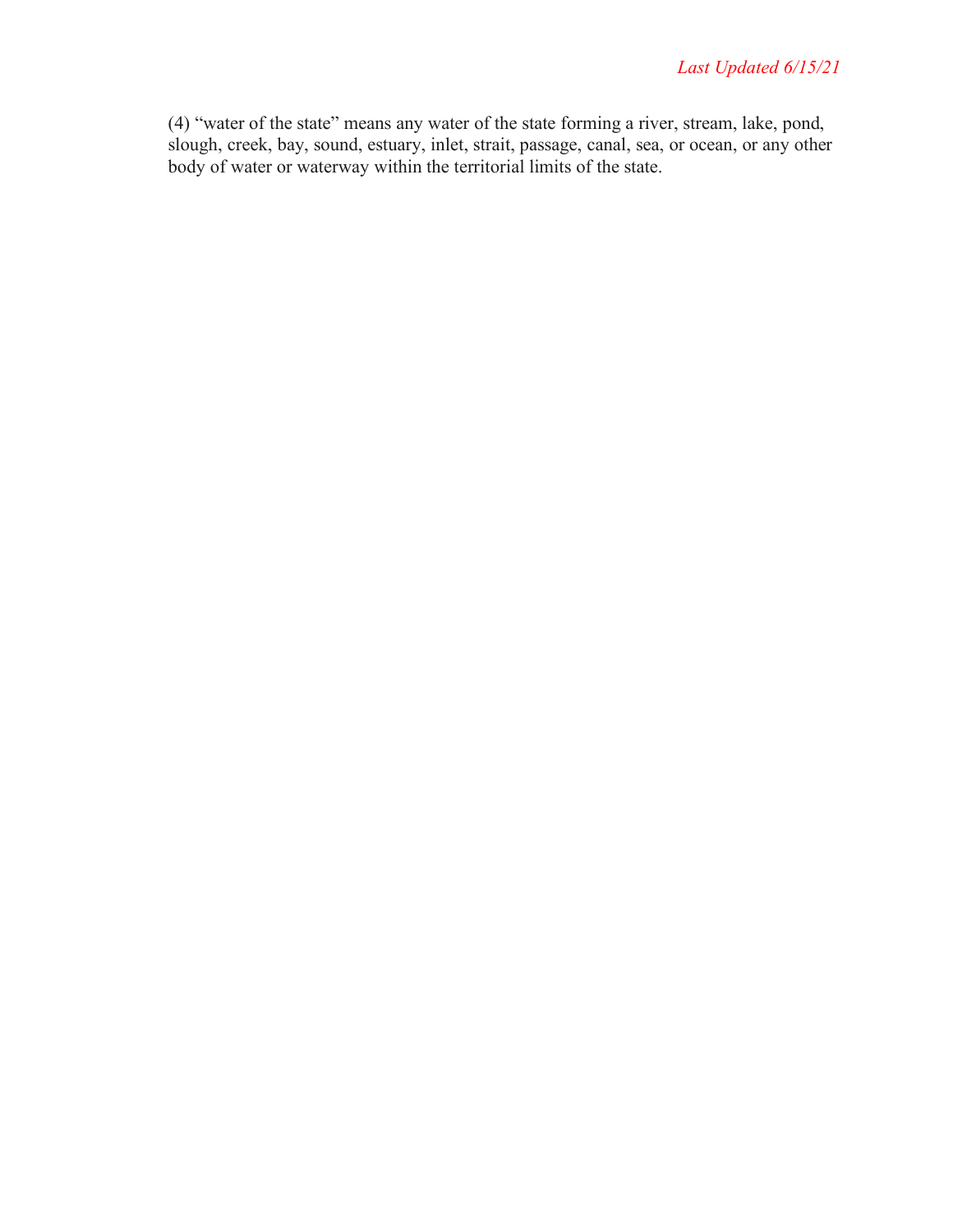(4) “water of the state” means any water of the state forming a river, stream, lake, pond, slough, creek, bay, sound, estuary, inlet, strait, passage, canal, sea, or ocean, or any other body of water or waterway within the territorial limits of the state.